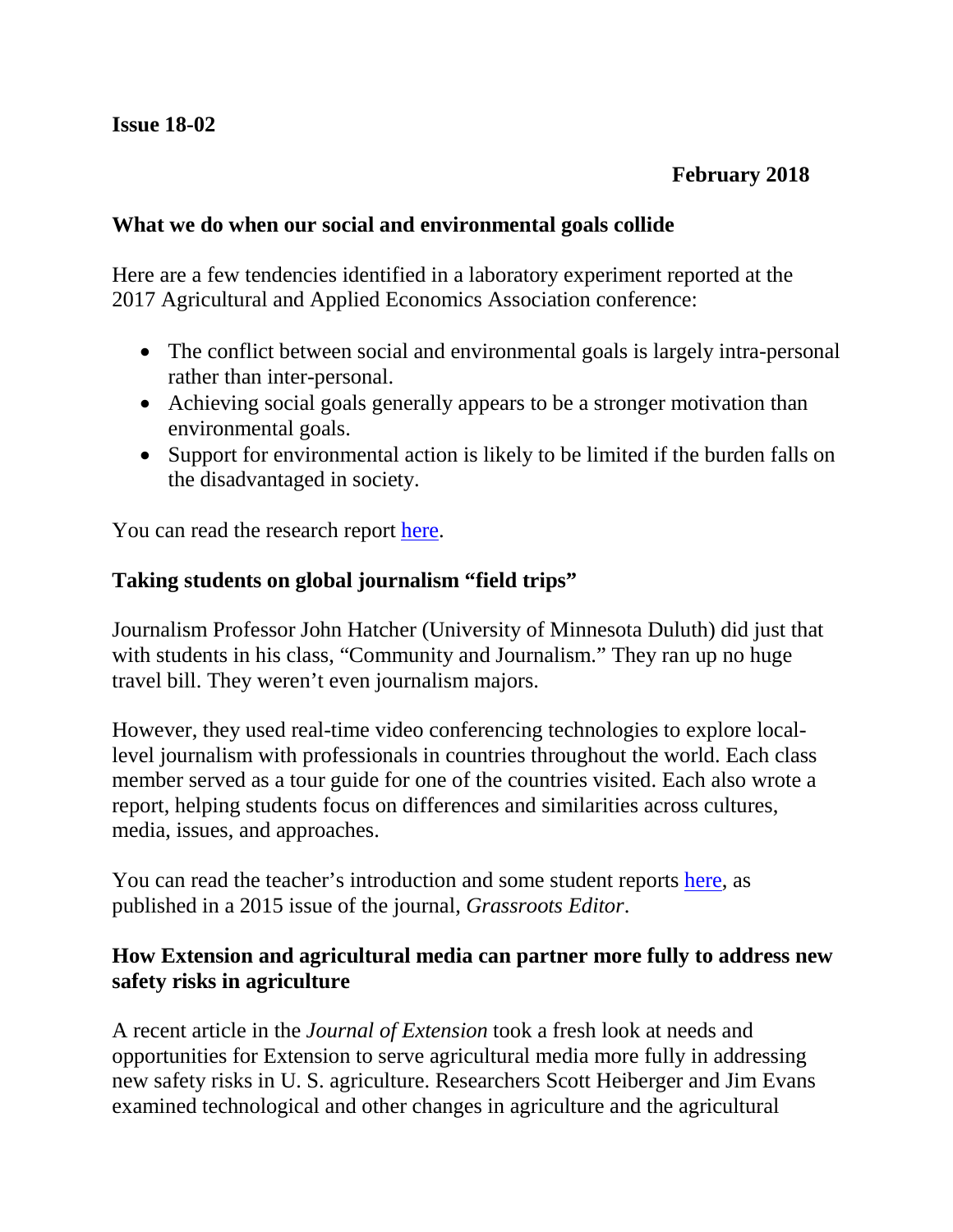**Issue 18-02**

**February 2018**

## What we do when our social and environmental goals collide

Here are a few tendencies identified in a laboratory experiment reported at the 2017 Agricultural and Applied Economics Association conference:

- The conflict between social and environmental goals is largely intra-personal rather than inter-personal.
- Achieving social goals generally appears to be a stronger motivation than environmental goals.
- Support for environmental action is likely to be limited if the burden falls on the disadvantaged in society.

You can read the research report here.

## Taking students on global journalism "field trips"

Journalism Professor John Hatcher (University of Minnesota Duluth) did just that with students in his class, "Community and Journalism." They ran up no huge travel bill. They weren't even journalism majors.

However, they used real-time video conferencing technologies to explore local-level journalism with professionals in countries throughout the world. Each class member served as a tour guide for one of the countries visited. Each also wrote a report, helping students focus on differences and similarities across cultures, media, issues, and approaches.

You can read the teacher's introduction and some student reports here, as published in a 2015 issue of the journal, *Grassroots Editor*.

## How Extension and agricultural media can partner more fully to address new safety risks in agriculture

A recent article in the *Journal of Extension* took a fresh look at needs and opportunities for Extension to serve agricultural media more fully in addressing new safety risks in U. S. agriculture. Researchers Scott Heiberger and Jim Evans examined technological and other changes in agriculture and the agricultural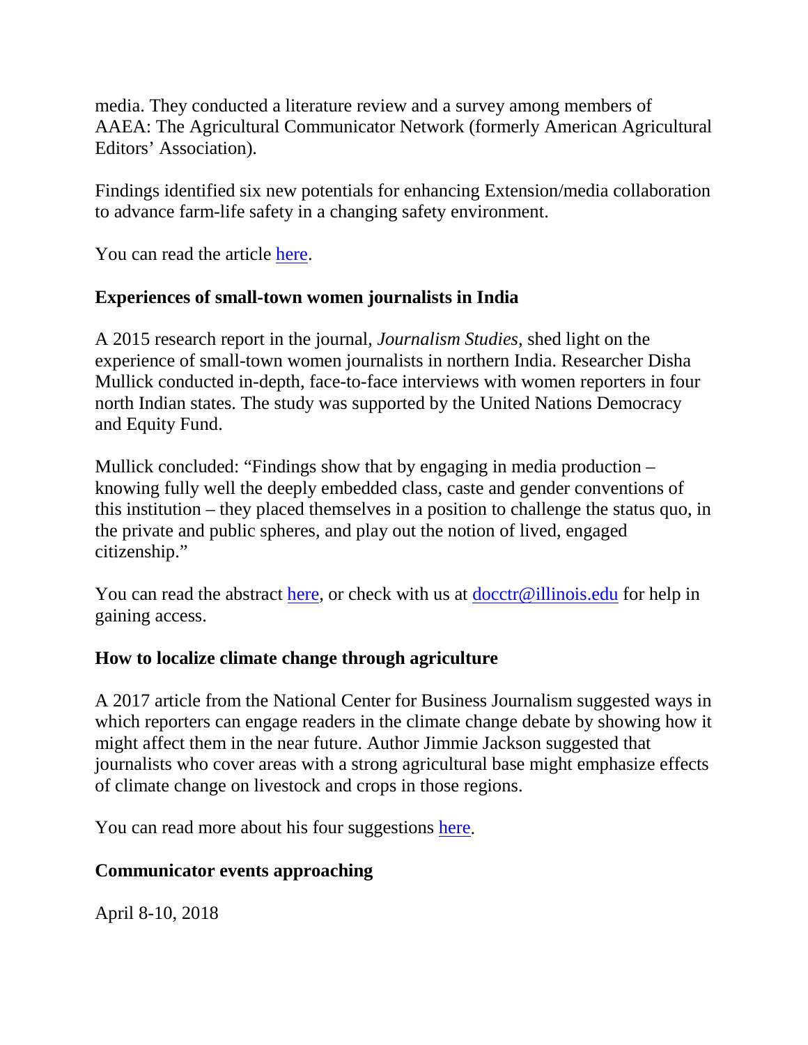media. They conducted a literature review and a survey among members of AAEA: The Agricultural Communicator Network (formerly American Agricultural Editors' Association).

Findings identified six new potentials for enhancing Extension/media collaboration to advance farm-life safety in a changing safety environment.

You can read the article [here]().

### Experiences of small-town women journalists in India

A 2015 research report in the journal, *Journalism Studies*, shed light on the experience of small-town women journalists in northern India. Researcher Disha Mullick conducted in-depth, face-to-face interviews with women reporters in four north Indian states. The study was supported by the United Nations Democracy and Equity Fund.

Mullick concluded: "Findings show that by engaging in media production – knowing fully well the deeply embedded class, caste and gender conventions of this institution – they placed themselves in a position to challenge the status quo, in the private and public spheres, and play out the notion of lived, engaged citizenship."

You can read the abstract [here](), or check with us at [docctr@illinois.edu](mailto:docctr@illinois.edu) for help in gaining access.

### How to localize climate change through agriculture

A 2017 article from the National Center for Business Journalism suggested ways in which reporters can engage readers in the climate change debate by showing how it might affect them in the near future. Author Jimmie Jackson suggested that journalists who cover areas with a strong agricultural base might emphasize effects of climate change on livestock and crops in those regions.

You can read more about his four suggestions [here]().

### Communicator events approaching

April 8-10, 2018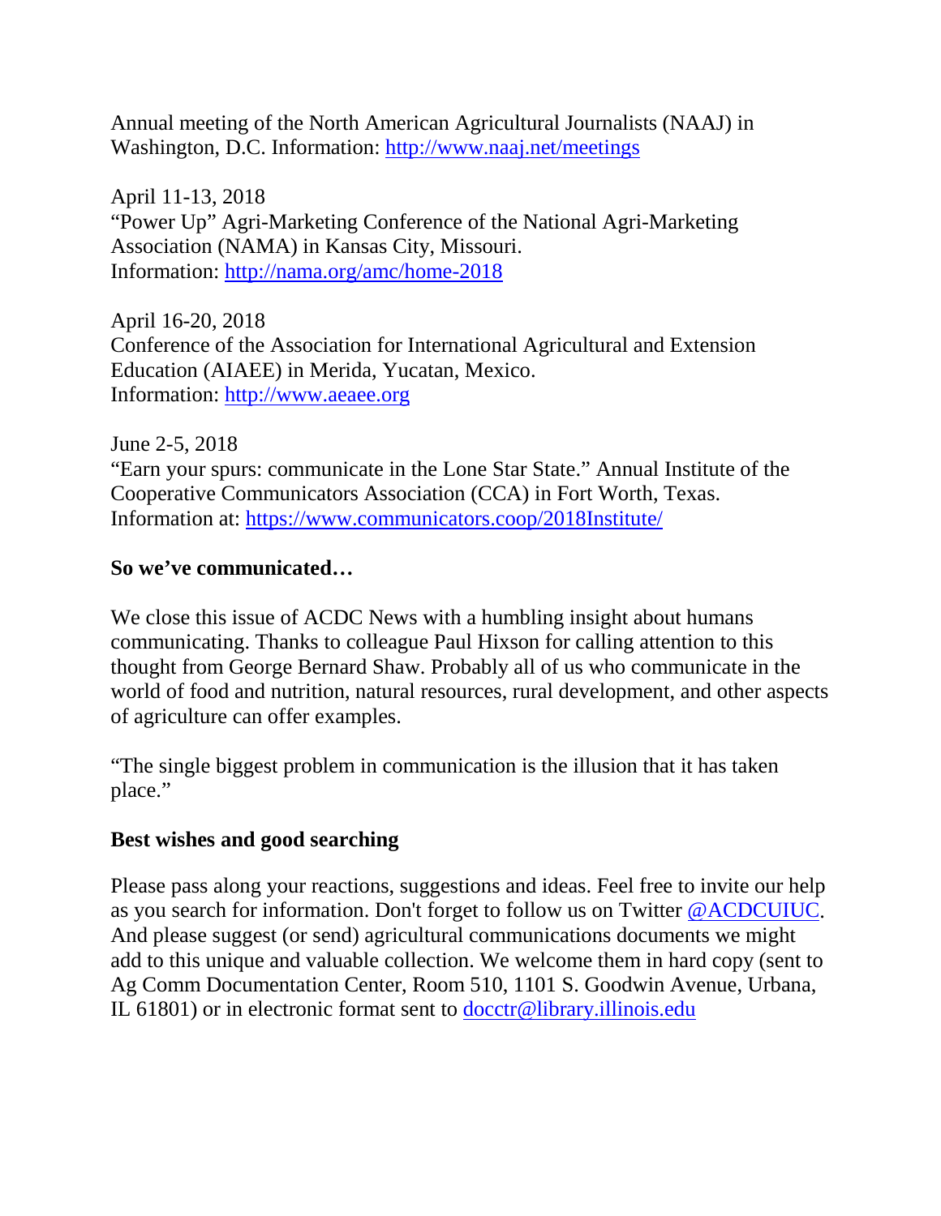Annual meeting of the North American Agricultural Journalists (NAAJ) in Washington, D.C. Information: http://www.naaj.net/meetings

April 11-13, 2018
"Power Up" Agri-Marketing Conference of the National Agri-Marketing Association (NAMA) in Kansas City, Missouri.
Information: http://nama.org/amc/home-2018

April 16-20, 2018
Conference of the Association for International Agricultural and Extension Education (AIAEE) in Merida, Yucatan, Mexico.
Information: http://www.aeaee.org

June 2-5, 2018
"Earn your spurs: communicate in the Lone Star State." Annual Institute of the Cooperative Communicators Association (CCA) in Fort Worth, Texas.
Information at: https://www.communicators.coop/2018Institute/

**So we've communicated…**

We close this issue of ACDC News with a humbling insight about humans communicating. Thanks to colleague Paul Hixson for calling attention to this thought from George Bernard Shaw. Probably all of us who communicate in the world of food and nutrition, natural resources, rural development, and other aspects of agriculture can offer examples.

"The single biggest problem in communication is the illusion that it has taken place."

**Best wishes and good searching**

Please pass along your reactions, suggestions and ideas. Feel free to invite our help as you search for information. Don't forget to follow us on Twitter @ACDCUIUC. And please suggest (or send) agricultural communications documents we might add to this unique and valuable collection. We welcome them in hard copy (sent to Ag Comm Documentation Center, Room 510, 1101 S. Goodwin Avenue, Urbana, IL 61801) or in electronic format sent to docctr@library.illinois.edu